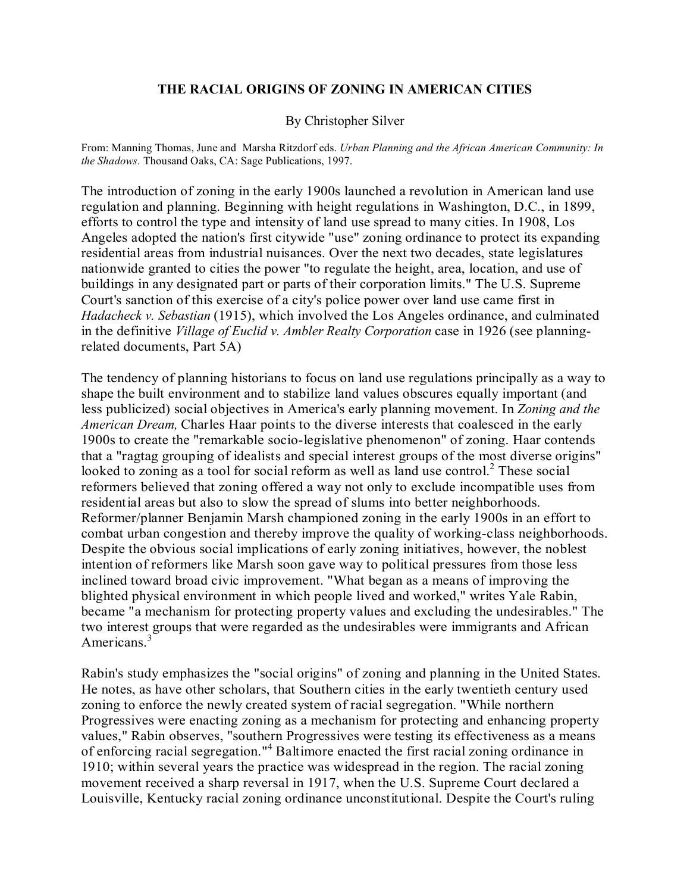# THE RACIAL ORIGINS OF ZONING IN AMERICAN CITIES

By Christopher Silver

From: Manning Thomas, June and Marsha Ritzdorf eds. *Urban Planning and the African American Community: In the Shadows.* Thousand Oaks, CA: Sage Publications, 1997.

The introduction of zoning in the early 1900s launched a revolution in American land use regulation and planning. Beginning with height regulations in Washington, D.C., in 1899, efforts to control the type and intensity of land use spread to many cities. In 1908, Los Angeles adopted the nation's first citywide "use" zoning ordinance to protect its expanding residential areas from industrial nuisances. Over the next two decades, state legislatures nationwide granted to cities the power "to regulate the height, area, location, and use of buildings in any designated part or parts of their corporation limits." The U.S. Supreme Court's sanction of this exercise of a city's police power over land use came first in *Hadacheck v. Sebastian* (1915), which involved the Los Angeles ordinance, and culminated in the definitive *Village of Euclid v. Ambler Realty Corporation* case in 1926 (see planning-related documents, Part 5A)

The tendency of planning historians to focus on land use regulations principally as a way to shape the built environment and to stabilize land values obscures equally important (and less publicized) social objectives in America's early planning movement. In *Zoning and the American Dream,* Charles Haar points to the diverse interests that coalesced in the early 1900s to create the "remarkable socio-legislative phenomenon" of zoning. Haar contends that a "ragtag grouping of idealists and special interest groups of the most diverse origins" looked to zoning as a tool for social reform as well as land use control.[2] These social reformers believed that zoning offered a way not only to exclude incompatible uses from residential areas but also to slow the spread of slums into better neighborhoods. Reformer/planner Benjamin Marsh championed zoning in the early 1900s in an effort to combat urban congestion and thereby improve the quality of working-class neighborhoods. Despite the obvious social implications of early zoning initiatives, however, the noblest intention of reformers like Marsh soon gave way to political pressures from those less inclined toward broad civic improvement. "What began as a means of improving the blighted physical environment in which people lived and worked," writes Yale Rabin, became "a mechanism for protecting property values and excluding the undesirables." The two interest groups that were regarded as the undesirables were immigrants and African Americans.[3]

Rabin's study emphasizes the "social origins" of zoning and planning in the United States. He notes, as have other scholars, that Southern cities in the early twentieth century used zoning to enforce the newly created system of racial segregation. "While northern Progressives were enacting zoning as a mechanism for protecting and enhancing property values," Rabin observes, "southern Progressives were testing its effectiveness as a means of enforcing racial segregation."[4] Baltimore enacted the first racial zoning ordinance in 1910; within several years the practice was widespread in the region. The racial zoning movement received a sharp reversal in 1917, when the U.S. Supreme Court declared a Louisville, Kentucky racial zoning ordinance unconstitutional. Despite the Court's ruling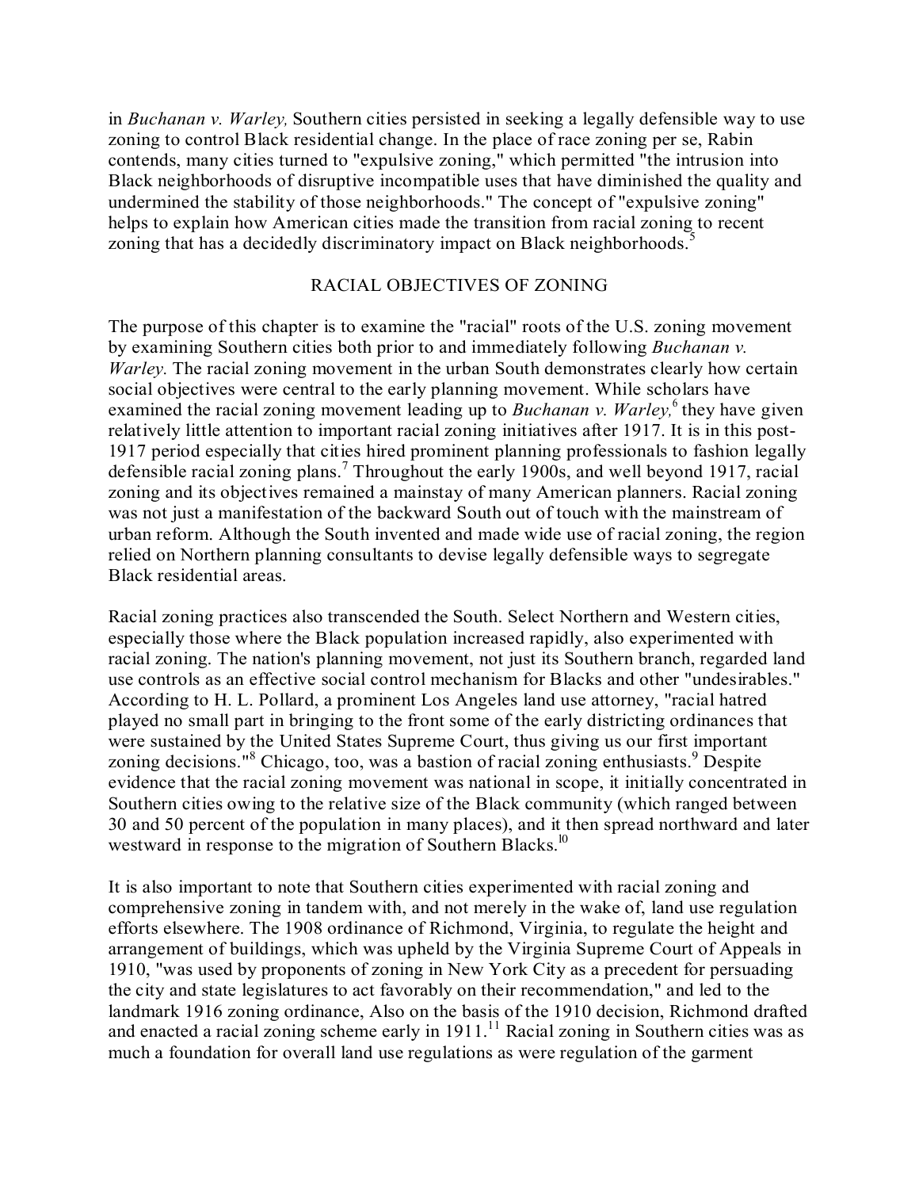in *Buchanan v. Warley,* Southern cities persisted in seeking a legally defensible way to use zoning to control Black residential change. In the place of race zoning per se, Rabin contends, many cities turned to "expulsive zoning," which permitted "the intrusion into Black neighborhoods of disruptive incompatible uses that have diminished the quality and undermined the stability of those neighborhoods." The concept of "expulsive zoning" helps to explain how American cities made the transition from racial zoning to recent zoning that has a decidedly discriminatory impact on Black neighborhoods.[5]

## RACIAL OBJECTIVES OF ZONING

The purpose of this chapter is to examine the "racial" roots of the U.S. zoning movement by examining Southern cities both prior to and immediately following *Buchanan v. Warley.* The racial zoning movement in the urban South demonstrates clearly how certain social objectives were central to the early planning movement. While scholars have examined the racial zoning movement leading up to *Buchanan v. Warley,*[6] they have given relatively little attention to important racial zoning initiatives after 1917. It is in this post-1917 period especially that cities hired prominent planning professionals to fashion legally defensible racial zoning plans.[7] Throughout the early 1900s, and well beyond 1917, racial zoning and its objectives remained a mainstay of many American planners. Racial zoning was not just a manifestation of the backward South out of touch with the mainstream of urban reform. Although the South invented and made wide use of racial zoning, the region relied on Northern planning consultants to devise legally defensible ways to segregate Black residential areas.

Racial zoning practices also transcended the South. Select Northern and Western cities, especially those where the Black population increased rapidly, also experimented with racial zoning. The nation's planning movement, not just its Southern branch, regarded land use controls as an effective social control mechanism for Blacks and other "undesirables." According to H. L. Pollard, a prominent Los Angeles land use attorney, "racial hatred played no small part in bringing to the front some of the early districting ordinances that were sustained by the United States Supreme Court, thus giving us our first important zoning decisions."[8] Chicago, too, was a bastion of racial zoning enthusiasts.[9] Despite evidence that the racial zoning movement was national in scope, it initially concentrated in Southern cities owing to the relative size of the Black community (which ranged between 30 and 50 percent of the population in many places), and it then spread northward and later westward in response to the migration of Southern Blacks.[10]

It is also important to note that Southern cities experimented with racial zoning and comprehensive zoning in tandem with, and not merely in the wake of, land use regulation efforts elsewhere. The 1908 ordinance of Richmond, Virginia, to regulate the height and arrangement of buildings, which was upheld by the Virginia Supreme Court of Appeals in 1910, "was used by proponents of zoning in New York City as a precedent for persuading the city and state legislatures to act favorably on their recommendation," and led to the landmark 1916 zoning ordinance, Also on the basis of the 1910 decision, Richmond drafted and enacted a racial zoning scheme early in 1911.[11] Racial zoning in Southern cities was as much a foundation for overall land use regulations as were regulation of the garment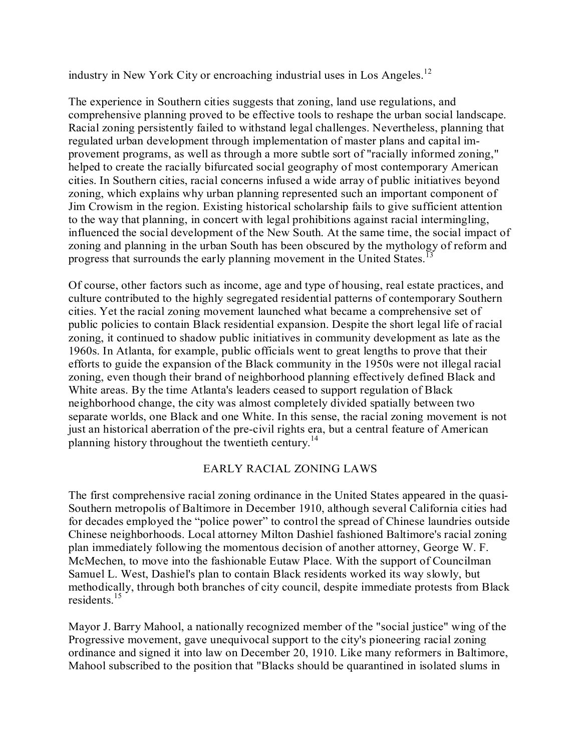industry in New York City or encroaching industrial uses in Los Angeles.[12]

The experience in Southern cities suggests that zoning, land use regulations, and comprehensive planning proved to be effective tools to reshape the urban social landscape. Racial zoning persistently failed to withstand legal challenges. Nevertheless, planning that regulated urban development through implementation of master plans and capital improvement programs, as well as through a more subtle sort of "racially informed zoning," helped to create the racially bifurcated social geography of most contemporary American cities. In Southern cities, racial concerns infused a wide array of public initiatives beyond zoning, which explains why urban planning represented such an important component of Jim Crowism in the region. Existing historical scholarship fails to give sufficient attention to the way that planning, in concert with legal prohibitions against racial intermingling, influenced the social development of the New South. At the same time, the social impact of zoning and planning in the urban South has been obscured by the mythology of reform and progress that surrounds the early planning movement in the United States.[13]

Of course, other factors such as income, age and type of housing, real estate practices, and culture contributed to the highly segregated residential patterns of contemporary Southern cities. Yet the racial zoning movement launched what became a comprehensive set of public policies to contain Black residential expansion. Despite the short legal life of racial zoning, it continued to shadow public initiatives in community development as late as the 1960s. In Atlanta, for example, public officials went to great lengths to prove that their efforts to guide the expansion of the Black community in the 1950s were not illegal racial zoning, even though their brand of neighborhood planning effectively defined Black and White areas. By the time Atlanta's leaders ceased to support regulation of Black neighborhood change, the city was almost completely divided spatially between two separate worlds, one Black and one White. In this sense, the racial zoning movement is not just an historical aberration of the pre-civil rights era, but a central feature of American planning history throughout the twentieth century.[14]

## EARLY RACIAL ZONING LAWS

The first comprehensive racial zoning ordinance in the United States appeared in the quasi-Southern metropolis of Baltimore in December 1910, although several California cities had for decades employed the "police power" to control the spread of Chinese laundries outside Chinese neighborhoods. Local attorney Milton Dashiel fashioned Baltimore's racial zoning plan immediately following the momentous decision of another attorney, George W. F. McMechen, to move into the fashionable Eutaw Place. With the support of Councilman Samuel L. West, Dashiel's plan to contain Black residents worked its way slowly, but methodically, through both branches of city council, despite immediate protests from Black residents.[15]

Mayor J. Barry Mahool, a nationally recognized member of the "social justice" wing of the Progressive movement, gave unequivocal support to the city's pioneering racial zoning ordinance and signed it into law on December 20, 1910. Like many reformers in Baltimore, Mahool subscribed to the position that "Blacks should be quarantined in isolated slums in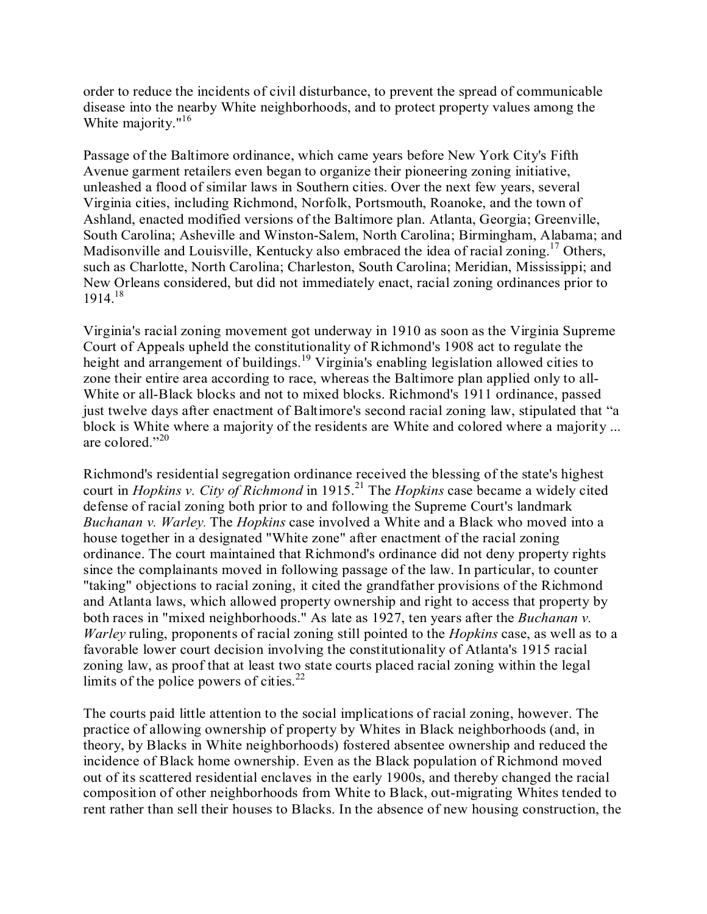order to reduce the incidents of civil disturbance, to prevent the spread of communicable disease into the nearby White neighborhoods, and to protect property values among the White majority."[16]

Passage of the Baltimore ordinance, which came years before New York City's Fifth Avenue garment retailers even began to organize their pioneering zoning initiative, unleashed a flood of similar laws in Southern cities. Over the next few years, several Virginia cities, including Richmond, Norfolk, Portsmouth, Roanoke, and the town of Ashland, enacted modified versions of the Baltimore plan. Atlanta, Georgia; Greenville, South Carolina; Asheville and Winston-Salem, North Carolina; Birmingham, Alabama; and Madisonville and Louisville, Kentucky also embraced the idea of racial zoning.[17] Others, such as Charlotte, North Carolina; Charleston, South Carolina; Meridian, Mississippi; and New Orleans considered, but did not immediately enact, racial zoning ordinances prior to 1914.[18]

Virginia's racial zoning movement got underway in 1910 as soon as the Virginia Supreme Court of Appeals upheld the constitutionality of Richmond's 1908 act to regulate the height and arrangement of buildings.[19] Virginia's enabling legislation allowed cities to zone their entire area according to race, whereas the Baltimore plan applied only to all-White or all-Black blocks and not to mixed blocks. Richmond's 1911 ordinance, passed just twelve days after enactment of Baltimore's second racial zoning law, stipulated that "a block is White where a majority of the residents are White and colored where a majority ... are colored."[20]

Richmond's residential segregation ordinance received the blessing of the state's highest court in *Hopkins v. City of Richmond* in 1915.[21] The *Hopkins* case became a widely cited defense of racial zoning both prior to and following the Supreme Court's landmark *Buchanan v. Warley.* The *Hopkins* case involved a White and a Black who moved into a house together in a designated "White zone" after enactment of the racial zoning ordinance. The court maintained that Richmond's ordinance did not deny property rights since the complainants moved in following passage of the law. In particular, to counter "taking" objections to racial zoning, it cited the grandfather provisions of the Richmond and Atlanta laws, which allowed property ownership and right to access that property by both races in "mixed neighborhoods." As late as 1927, ten years after the *Buchanan v. Warley* ruling, proponents of racial zoning still pointed to the *Hopkins* case, as well as to a favorable lower court decision involving the constitutionality of Atlanta's 1915 racial zoning law, as proof that at least two state courts placed racial zoning within the legal limits of the police powers of cities.[22]

The courts paid little attention to the social implications of racial zoning, however. The practice of allowing ownership of property by Whites in Black neighborhoods (and, in theory, by Blacks in White neighborhoods) fostered absentee ownership and reduced the incidence of Black home ownership. Even as the Black population of Richmond moved out of its scattered residential enclaves in the early 1900s, and thereby changed the racial composition of other neighborhoods from White to Black, out-migrating Whites tended to rent rather than sell their houses to Blacks. In the absence of new housing construction, the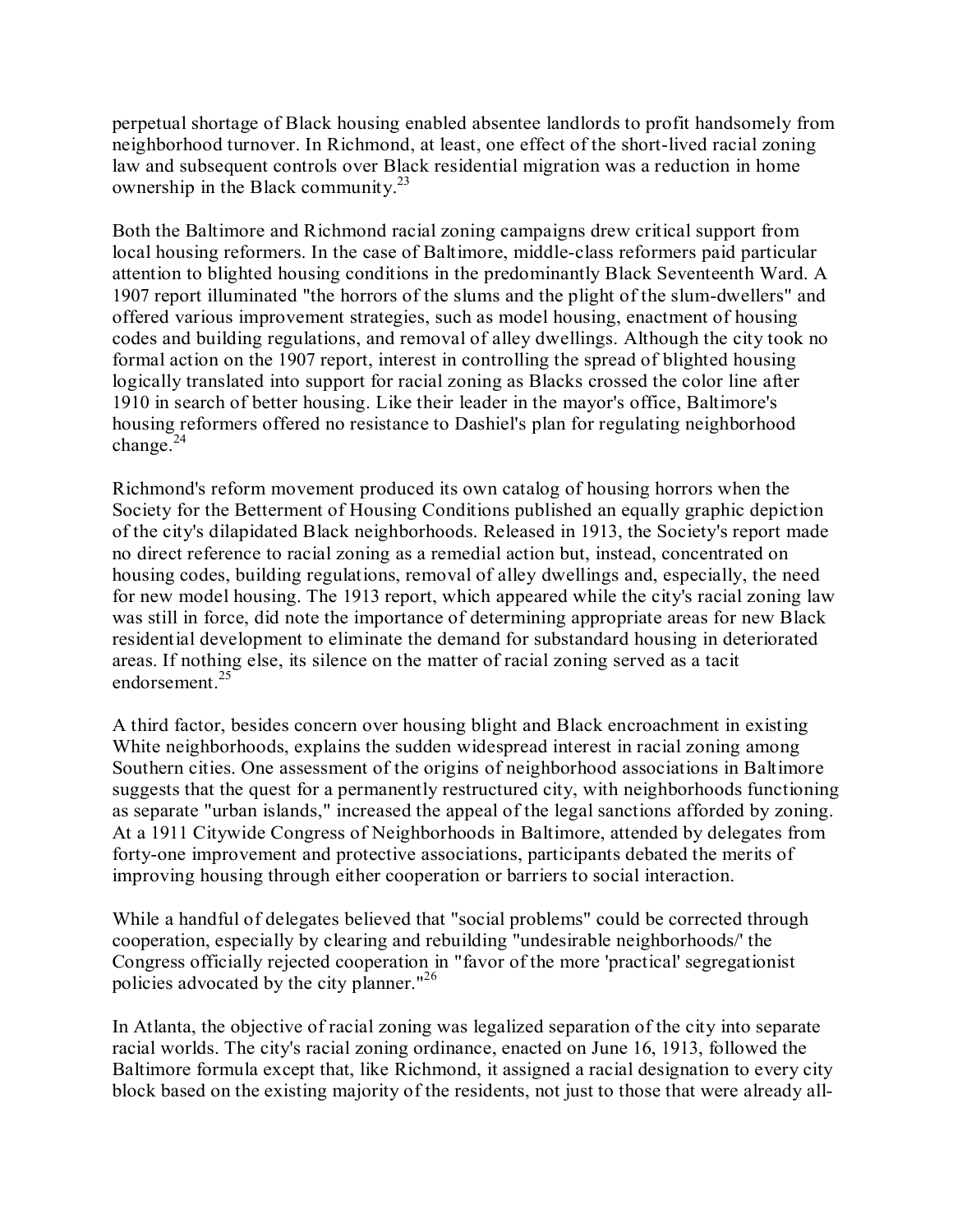perpetual shortage of Black housing enabled absentee landlords to profit handsomely from neighborhood turnover. In Richmond, at least, one effect of the short-lived racial zoning law and subsequent controls over Black residential migration was a reduction in home ownership in the Black community.[23]

Both the Baltimore and Richmond racial zoning campaigns drew critical support from local housing reformers. In the case of Baltimore, middle-class reformers paid particular attention to blighted housing conditions in the predominantly Black Seventeenth Ward. A 1907 report illuminated "the horrors of the slums and the plight of the slum-dwellers" and offered various improvement strategies, such as model housing, enactment of housing codes and building regulations, and removal of alley dwellings. Although the city took no formal action on the 1907 report, interest in controlling the spread of blighted housing logically translated into support for racial zoning as Blacks crossed the color line after 1910 in search of better housing. Like their leader in the mayor's office, Baltimore's housing reformers offered no resistance to Dashiel's plan for regulating neighborhood change.[24]

Richmond's reform movement produced its own catalog of housing horrors when the Society for the Betterment of Housing Conditions published an equally graphic depiction of the city's dilapidated Black neighborhoods. Released in 1913, the Society's report made no direct reference to racial zoning as a remedial action but, instead, concentrated on housing codes, building regulations, removal of alley dwellings and, especially, the need for new model housing. The 1913 report, which appeared while the city's racial zoning law was still in force, did note the importance of determining appropriate areas for new Black residential development to eliminate the demand for substandard housing in deteriorated areas. If nothing else, its silence on the matter of racial zoning served as a tacit endorsement.[25]

A third factor, besides concern over housing blight and Black encroachment in existing White neighborhoods, explains the sudden widespread interest in racial zoning among Southern cities. One assessment of the origins of neighborhood associations in Baltimore suggests that the quest for a permanently restructured city, with neighborhoods functioning as separate "urban islands," increased the appeal of the legal sanctions afforded by zoning. At a 1911 Citywide Congress of Neighborhoods in Baltimore, attended by delegates from forty-one improvement and protective associations, participants debated the merits of improving housing through either cooperation or barriers to social interaction.

While a handful of delegates believed that "social problems" could be corrected through cooperation, especially by clearing and rebuilding "undesirable neighborhoods/' the Congress officially rejected cooperation in "favor of the more 'practical' segregationist policies advocated by the city planner."[26]

In Atlanta, the objective of racial zoning was legalized separation of the city into separate racial worlds. The city's racial zoning ordinance, enacted on June 16, 1913, followed the Baltimore formula except that, like Richmond, it assigned a racial designation to every city block based on the existing majority of the residents, not just to those that were already all-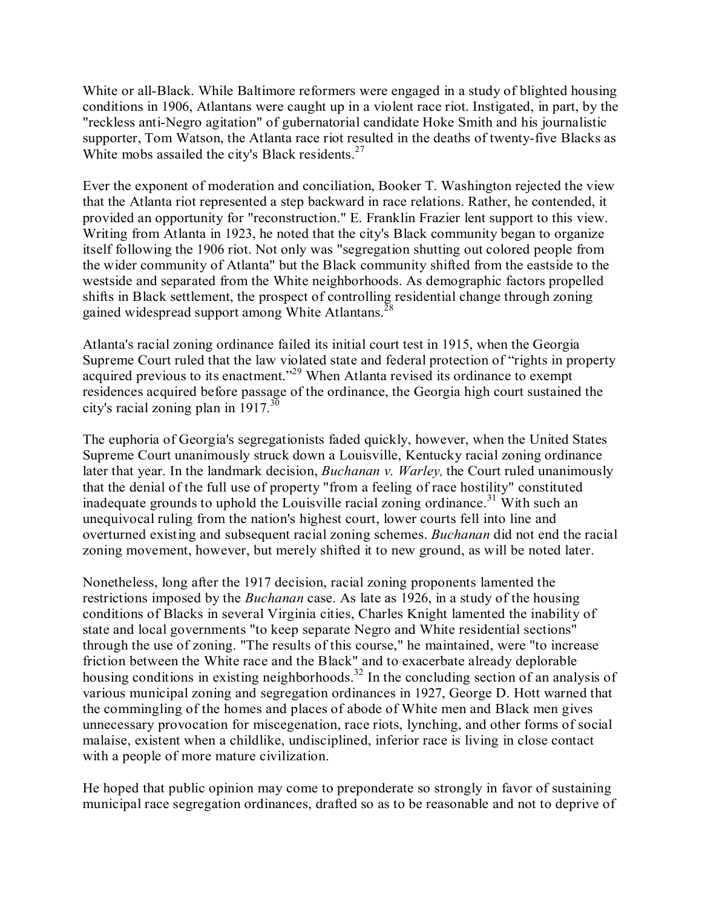White or all-Black. While Baltimore reformers were engaged in a study of blighted housing conditions in 1906, Atlantans were caught up in a violent race riot. Instigated, in part, by the "reckless anti-Negro agitation" of gubernatorial candidate Hoke Smith and his journalistic supporter, Tom Watson, the Atlanta race riot resulted in the deaths of twenty-five Blacks as White mobs assailed the city's Black residents.[27]

Ever the exponent of moderation and conciliation, Booker T. Washington rejected the view that the Atlanta riot represented a step backward in race relations. Rather, he contended, it provided an opportunity for "reconstruction." E. Franklin Frazier lent support to this view. Writing from Atlanta in 1923, he noted that the city's Black community began to organize itself following the 1906 riot. Not only was "segregation shutting out colored people from the wider community of Atlanta" but the Black community shifted from the eastside to the westside and separated from the White neighborhoods. As demographic factors propelled shifts in Black settlement, the prospect of controlling residential change through zoning gained widespread support among White Atlantans.[28]

Atlanta's racial zoning ordinance failed its initial court test in 1915, when the Georgia Supreme Court ruled that the law violated state and federal protection of "rights in property acquired previous to its enactment."[29] When Atlanta revised its ordinance to exempt residences acquired before passage of the ordinance, the Georgia high court sustained the city's racial zoning plan in 1917.[30]

The euphoria of Georgia's segregationists faded quickly, however, when the United States Supreme Court unanimously struck down a Louisville, Kentucky racial zoning ordinance later that year. In the landmark decision, *Buchanan v. Warley,* the Court ruled unanimously that the denial of the full use of property "from a feeling of race hostility" constituted inadequate grounds to uphold the Louisville racial zoning ordinance.[31] With such an unequivocal ruling from the nation's highest court, lower courts fell into line and overturned existing and subsequent racial zoning schemes. *Buchanan* did not end the racial zoning movement, however, but merely shifted it to new ground, as will be noted later.

Nonetheless, long after the 1917 decision, racial zoning proponents lamented the restrictions imposed by the *Buchanan* case. As late as 1926, in a study of the housing conditions of Blacks in several Virginia cities, Charles Knight lamented the inability of state and local governments "to keep separate Negro and White residential sections" through the use of zoning. "The results of this course," he maintained, were "to increase friction between the White race and the Black" and to exacerbate already deplorable housing conditions in existing neighborhoods.[32] In the concluding section of an analysis of various municipal zoning and segregation ordinances in 1927, George D. Hott warned that the commingling of the homes and places of abode of White men and Black men gives unnecessary provocation for miscegenation, race riots, lynching, and other forms of social malaise, existent when a childlike, undisciplined, inferior race is living in close contact with a people of more mature civilization.

He hoped that public opinion may come to preponderate so strongly in favor of sustaining municipal race segregation ordinances, drafted so as to be reasonable and not to deprive of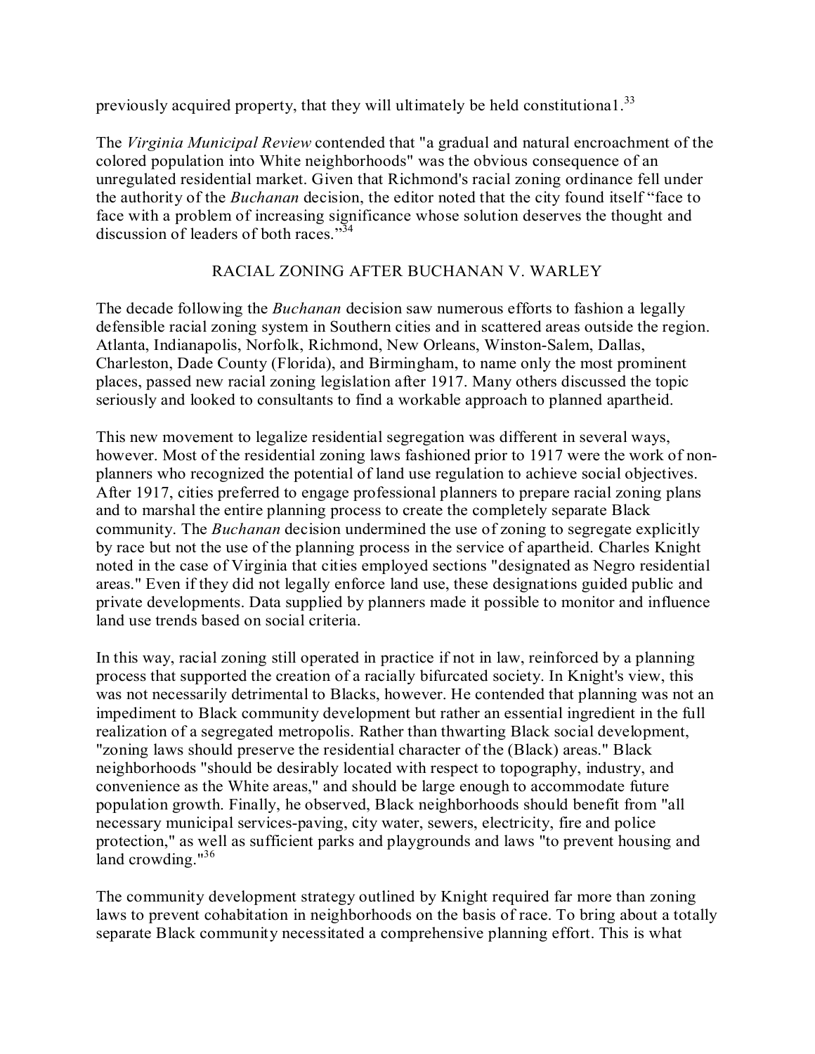previously acquired property, that they will ultimately be held constitutiona1.[33]

The *Virginia Municipal Review* contended that "a gradual and natural encroachment of the colored population into White neighborhoods" was the obvious consequence of an unregulated residential market. Given that Richmond's racial zoning ordinance fell under the authority of the *Buchanan* decision, the editor noted that the city found itself "face to face with a problem of increasing significance whose solution deserves the thought and discussion of leaders of both races."[34]

## RACIAL ZONING AFTER BUCHANAN V. WARLEY

The decade following the *Buchanan* decision saw numerous efforts to fashion a legally defensible racial zoning system in Southern cities and in scattered areas outside the region. Atlanta, Indianapolis, Norfolk, Richmond, New Orleans, Winston-Salem, Dallas, Charleston, Dade County (Florida), and Birmingham, to name only the most prominent places, passed new racial zoning legislation after 1917. Many others discussed the topic seriously and looked to consultants to find a workable approach to planned apartheid.

This new movement to legalize residential segregation was different in several ways, however. Most of the residential zoning laws fashioned prior to 1917 were the work of non-planners who recognized the potential of land use regulation to achieve social objectives. After 1917, cities preferred to engage professional planners to prepare racial zoning plans and to marshal the entire planning process to create the completely separate Black community. The *Buchanan* decision undermined the use of zoning to segregate explicitly by race but not the use of the planning process in the service of apartheid. Charles Knight noted in the case of Virginia that cities employed sections "designated as Negro residential areas." Even if they did not legally enforce land use, these designations guided public and private developments. Data supplied by planners made it possible to monitor and influence land use trends based on social criteria.

In this way, racial zoning still operated in practice if not in law, reinforced by a planning process that supported the creation of a racially bifurcated society. In Knight's view, this was not necessarily detrimental to Blacks, however. He contended that planning was not an impediment to Black community development but rather an essential ingredient in the full realization of a segregated metropolis. Rather than thwarting Black social development, "zoning laws should preserve the residential character of the (Black) areas." Black neighborhoods "should be desirably located with respect to topography, industry, and convenience as the White areas," and should be large enough to accommodate future population growth. Finally, he observed, Black neighborhoods should benefit from "all necessary municipal services-paving, city water, sewers, electricity, fire and police protection," as well as sufficient parks and playgrounds and laws "to prevent housing and land crowding."[36]

The community development strategy outlined by Knight required far more than zoning laws to prevent cohabitation in neighborhoods on the basis of race. To bring about a totally separate Black community necessitated a comprehensive planning effort. This is what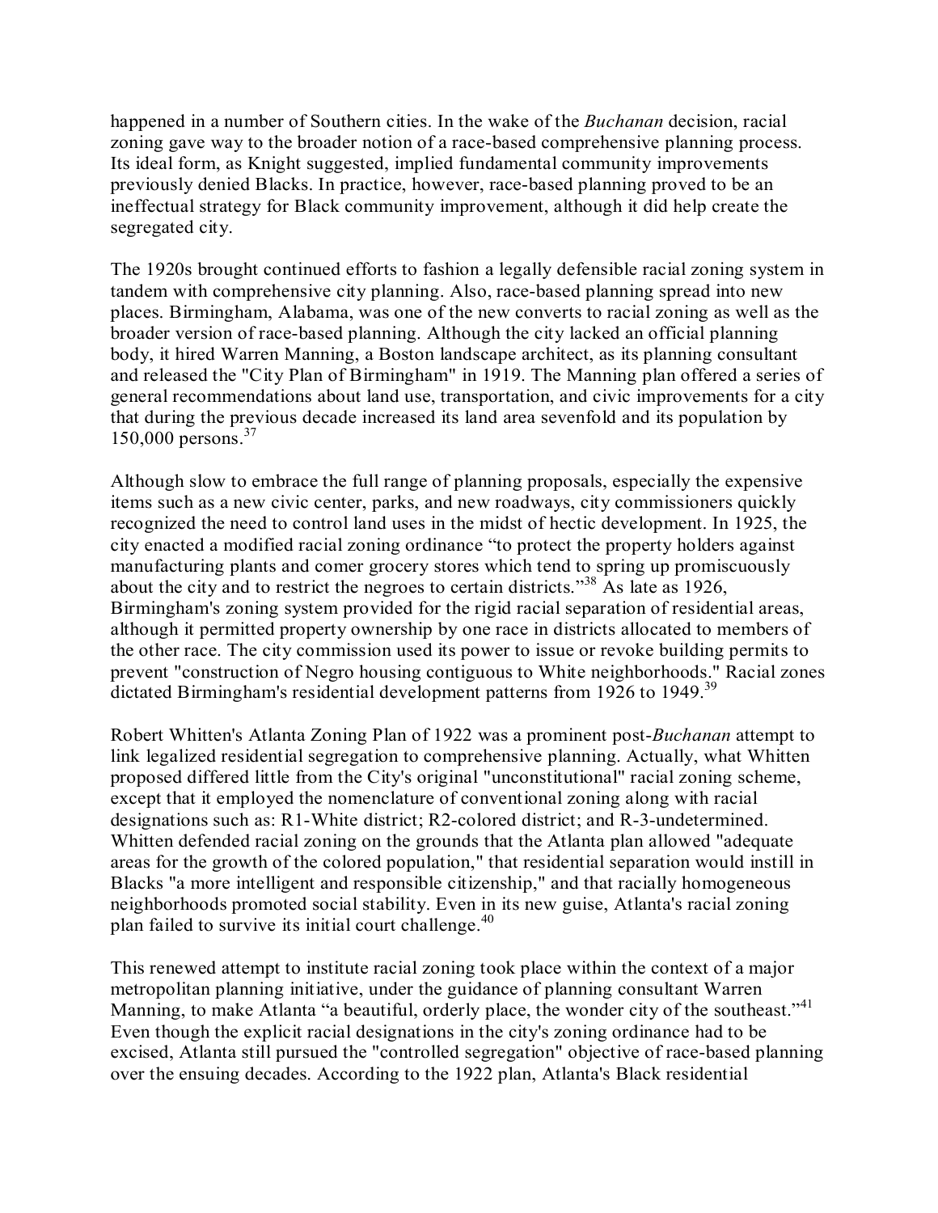happened in a number of Southern cities. In the wake of the *Buchanan* decision, racial zoning gave way to the broader notion of a race-based comprehensive planning process. Its ideal form, as Knight suggested, implied fundamental community improvements previously denied Blacks. In practice, however, race-based planning proved to be an ineffectual strategy for Black community improvement, although it did help create the segregated city.

The 1920s brought continued efforts to fashion a legally defensible racial zoning system in tandem with comprehensive city planning. Also, race-based planning spread into new places. Birmingham, Alabama, was one of the new converts to racial zoning as well as the broader version of race-based planning. Although the city lacked an official planning body, it hired Warren Manning, a Boston landscape architect, as its planning consultant and released the "City Plan of Birmingham" in 1919. The Manning plan offered a series of general recommendations about land use, transportation, and civic improvements for a city that during the previous decade increased its land area sevenfold and its population by 150,000 persons.[37]

Although slow to embrace the full range of planning proposals, especially the expensive items such as a new civic center, parks, and new roadways, city commissioners quickly recognized the need to control land uses in the midst of hectic development. In 1925, the city enacted a modified racial zoning ordinance "to protect the property holders against manufacturing plants and comer grocery stores which tend to spring up promiscuously about the city and to restrict the negroes to certain districts."[38] As late as 1926, Birmingham's zoning system provided for the rigid racial separation of residential areas, although it permitted property ownership by one race in districts allocated to members of the other race. The city commission used its power to issue or revoke building permits to prevent "construction of Negro housing contiguous to White neighborhoods." Racial zones dictated Birmingham's residential development patterns from 1926 to 1949.[39]

Robert Whitten's Atlanta Zoning Plan of 1922 was a prominent post-*Buchanan* attempt to link legalized residential segregation to comprehensive planning. Actually, what Whitten proposed differed little from the City's original "unconstitutional" racial zoning scheme, except that it employed the nomenclature of conventional zoning along with racial designations such as: R1-White district; R2-colored district; and R-3-undetermined. Whitten defended racial zoning on the grounds that the Atlanta plan allowed "adequate areas for the growth of the colored population," that residential separation would instill in Blacks "a more intelligent and responsible citizenship," and that racially homogeneous neighborhoods promoted social stability. Even in its new guise, Atlanta's racial zoning plan failed to survive its initial court challenge.[40]

This renewed attempt to institute racial zoning took place within the context of a major metropolitan planning initiative, under the guidance of planning consultant Warren Manning, to make Atlanta "a beautiful, orderly place, the wonder city of the southeast."[41] Even though the explicit racial designations in the city's zoning ordinance had to be excised, Atlanta still pursued the "controlled segregation" objective of race-based planning over the ensuing decades. According to the 1922 plan, Atlanta's Black residential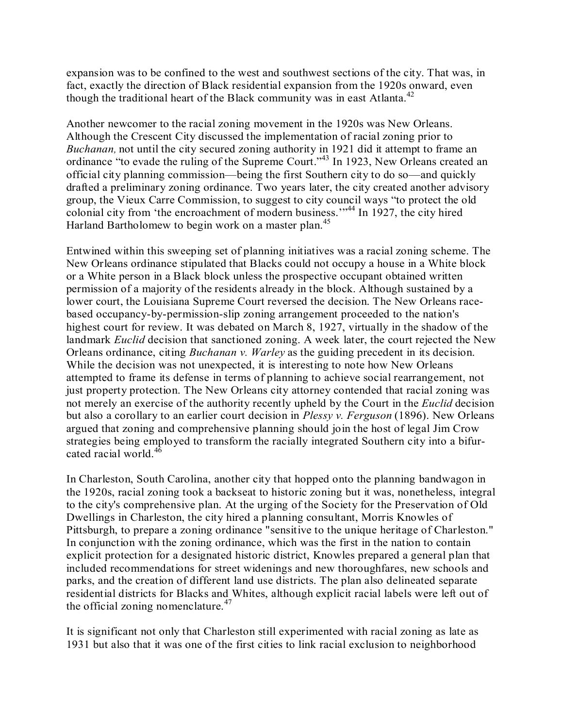expansion was to be confined to the west and southwest sections of the city. That was, in fact, exactly the direction of Black residential expansion from the 1920s onward, even though the traditional heart of the Black community was in east Atlanta.[42]

Another newcomer to the racial zoning movement in the 1920s was New Orleans. Although the Crescent City discussed the implementation of racial zoning prior to *Buchanan,* not until the city secured zoning authority in 1921 did it attempt to frame an ordinance "to evade the ruling of the Supreme Court."[43] In 1923, New Orleans created an official city planning commission—being the first Southern city to do so—and quickly drafted a preliminary zoning ordinance. Two years later, the city created another advisory group, the Vieux Carre Commission, to suggest to city council ways "to protect the old colonial city from 'the encroachment of modern business.'"[44] In 1927, the city hired Harland Bartholomew to begin work on a master plan.[45]

Entwined within this sweeping set of planning initiatives was a racial zoning scheme. The New Orleans ordinance stipulated that Blacks could not occupy a house in a White block or a White person in a Black block unless the prospective occupant obtained written permission of a majority of the residents already in the block. Although sustained by a lower court, the Louisiana Supreme Court reversed the decision. The New Orleans race-based occupancy-by-permission-slip zoning arrangement proceeded to the nation's highest court for review. It was debated on March 8, 1927, virtually in the shadow of the landmark *Euclid* decision that sanctioned zoning. A week later, the court rejected the New Orleans ordinance, citing *Buchanan v. Warley* as the guiding precedent in its decision. While the decision was not unexpected, it is interesting to note how New Orleans attempted to frame its defense in terms of planning to achieve social rearrangement, not just property protection. The New Orleans city attorney contended that racial zoning was not merely an exercise of the authority recently upheld by the Court in the *Euclid* decision but also a corollary to an earlier court decision in *Plessy v. Ferguson* (1896). New Orleans argued that zoning and comprehensive planning should join the host of legal Jim Crow strategies being employed to transform the racially integrated Southern city into a bifurcated racial world.[46]

In Charleston, South Carolina, another city that hopped onto the planning bandwagon in the 1920s, racial zoning took a backseat to historic zoning but it was, nonetheless, integral to the city's comprehensive plan. At the urging of the Society for the Preservation of Old Dwellings in Charleston, the city hired a planning consultant, Morris Knowles of Pittsburgh, to prepare a zoning ordinance "sensitive to the unique heritage of Charleston." In conjunction with the zoning ordinance, which was the first in the nation to contain explicit protection for a designated historic district, Knowles prepared a general plan that included recommendations for street widenings and new thoroughfares, new schools and parks, and the creation of different land use districts. The plan also delineated separate residential districts for Blacks and Whites, although explicit racial labels were left out of the official zoning nomenclature.[47]

It is significant not only that Charleston still experimented with racial zoning as late as 1931 but also that it was one of the first cities to link racial exclusion to neighborhood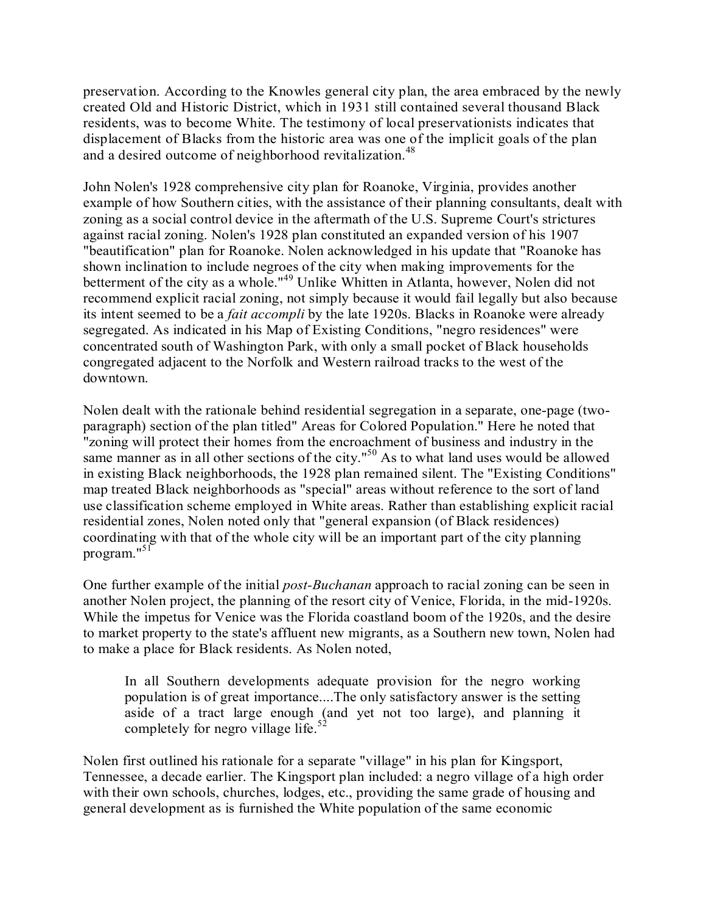preservation. According to the Knowles general city plan, the area embraced by the newly created Old and Historic District, which in 1931 still contained several thousand Black residents, was to become White. The testimony of local preservationists indicates that displacement of Blacks from the historic area was one of the implicit goals of the plan and a desired outcome of neighborhood revitalization.[48]

John Nolen's 1928 comprehensive city plan for Roanoke, Virginia, provides another example of how Southern cities, with the assistance of their planning consultants, dealt with zoning as a social control device in the aftermath of the U.S. Supreme Court's strictures against racial zoning. Nolen's 1928 plan constituted an expanded version of his 1907 "beautification" plan for Roanoke. Nolen acknowledged in his update that "Roanoke has shown inclination to include negroes of the city when making improvements for the betterment of the city as a whole."[49] Unlike Whitten in Atlanta, however, Nolen did not recommend explicit racial zoning, not simply because it would fail legally but also because its intent seemed to be a *fait accompli* by the late 1920s. Blacks in Roanoke were already segregated. As indicated in his Map of Existing Conditions, "negro residences" were concentrated south of Washington Park, with only a small pocket of Black households congregated adjacent to the Norfolk and Western railroad tracks to the west of the downtown.

Nolen dealt with the rationale behind residential segregation in a separate, one-page (two-paragraph) section of the plan titled" Areas for Colored Population." Here he noted that "zoning will protect their homes from the encroachment of business and industry in the same manner as in all other sections of the city."[50] As to what land uses would be allowed in existing Black neighborhoods, the 1928 plan remained silent. The "Existing Conditions" map treated Black neighborhoods as "special" areas without reference to the sort of land use classification scheme employed in White areas. Rather than establishing explicit racial residential zones, Nolen noted only that "general expansion (of Black residences) coordinating with that of the whole city will be an important part of the city planning program."[51]

One further example of the initial *post-Buchanan* approach to racial zoning can be seen in another Nolen project, the planning of the resort city of Venice, Florida, in the mid-1920s. While the impetus for Venice was the Florida coastland boom of the 1920s, and the desire to market property to the state's affluent new migrants, as a Southern new town, Nolen had to make a place for Black residents. As Nolen noted,

> In all Southern developments adequate provision for the negro working population is of great importance....The only satisfactory answer is the setting aside of a tract large enough (and yet not too large), and planning it completely for negro village life.[52]

Nolen first outlined his rationale for a separate "village" in his plan for Kingsport, Tennessee, a decade earlier. The Kingsport plan included: a negro village of a high order with their own schools, churches, lodges, etc., providing the same grade of housing and general development as is furnished the White population of the same economic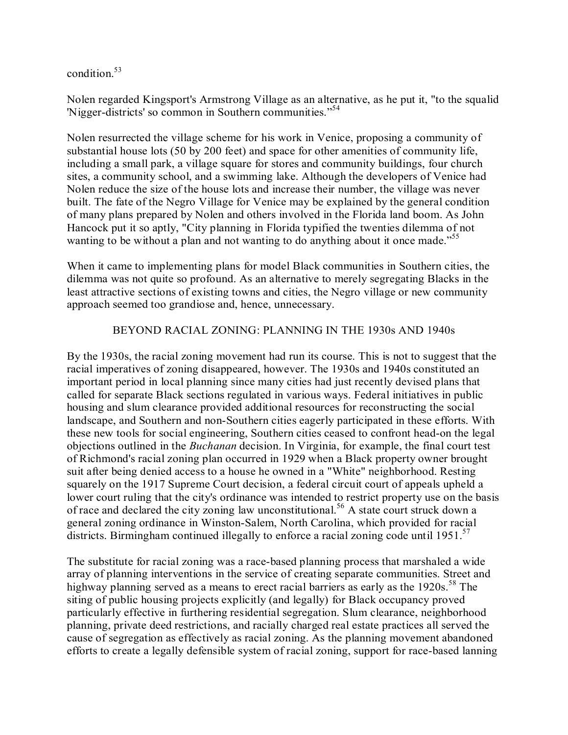condition.[53]

Nolen regarded Kingsport's Armstrong Village as an alternative, as he put it, "to the squalid 'Nigger-districts' so common in Southern communities."[54]

Nolen resurrected the village scheme for his work in Venice, proposing a community of substantial house lots (50 by 200 feet) and space for other amenities of community life, including a small park, a village square for stores and community buildings, four church sites, a community school, and a swimming lake. Although the developers of Venice had Nolen reduce the size of the house lots and increase their number, the village was never built. The fate of the Negro Village for Venice may be explained by the general condition of many plans prepared by Nolen and others involved in the Florida land boom. As John Hancock put it so aptly, "City planning in Florida typified the twenties dilemma of not wanting to be without a plan and not wanting to do anything about it once made."[55]

When it came to implementing plans for model Black communities in Southern cities, the dilemma was not quite so profound. As an alternative to merely segregating Blacks in the least attractive sections of existing towns and cities, the Negro village or new community approach seemed too grandiose and, hence, unnecessary.

## BEYOND RACIAL ZONING: PLANNING IN THE 1930s AND 1940s

By the 1930s, the racial zoning movement had run its course. This is not to suggest that the racial imperatives of zoning disappeared, however. The 1930s and 1940s constituted an important period in local planning since many cities had just recently devised plans that called for separate Black sections regulated in various ways. Federal initiatives in public housing and slum clearance provided additional resources for reconstructing the social landscape, and Southern and non-Southern cities eagerly participated in these efforts. With these new tools for social engineering, Southern cities ceased to confront head-on the legal objections outlined in the *Buchanan* decision. In Virginia, for example, the final court test of Richmond's racial zoning plan occurred in 1929 when a Black property owner brought suit after being denied access to a house he owned in a "White" neighborhood. Resting squarely on the 1917 Supreme Court decision, a federal circuit court of appeals upheld a lower court ruling that the city's ordinance was intended to restrict property use on the basis of race and declared the city zoning law unconstitutional.[56] A state court struck down a general zoning ordinance in Winston-Salem, North Carolina, which provided for racial districts. Birmingham continued illegally to enforce a racial zoning code until 1951.[57]

The substitute for racial zoning was a race-based planning process that marshaled a wide array of planning interventions in the service of creating separate communities. Street and highway planning served as a means to erect racial barriers as early as the 1920s.[58] The siting of public housing projects explicitly (and legally) for Black occupancy proved particularly effective in furthering residential segregation. Slum clearance, neighborhood planning, private deed restrictions, and racially charged real estate practices all served the cause of segregation as effectively as racial zoning. As the planning movement abandoned efforts to create a legally defensible system of racial zoning, support for race-based lanning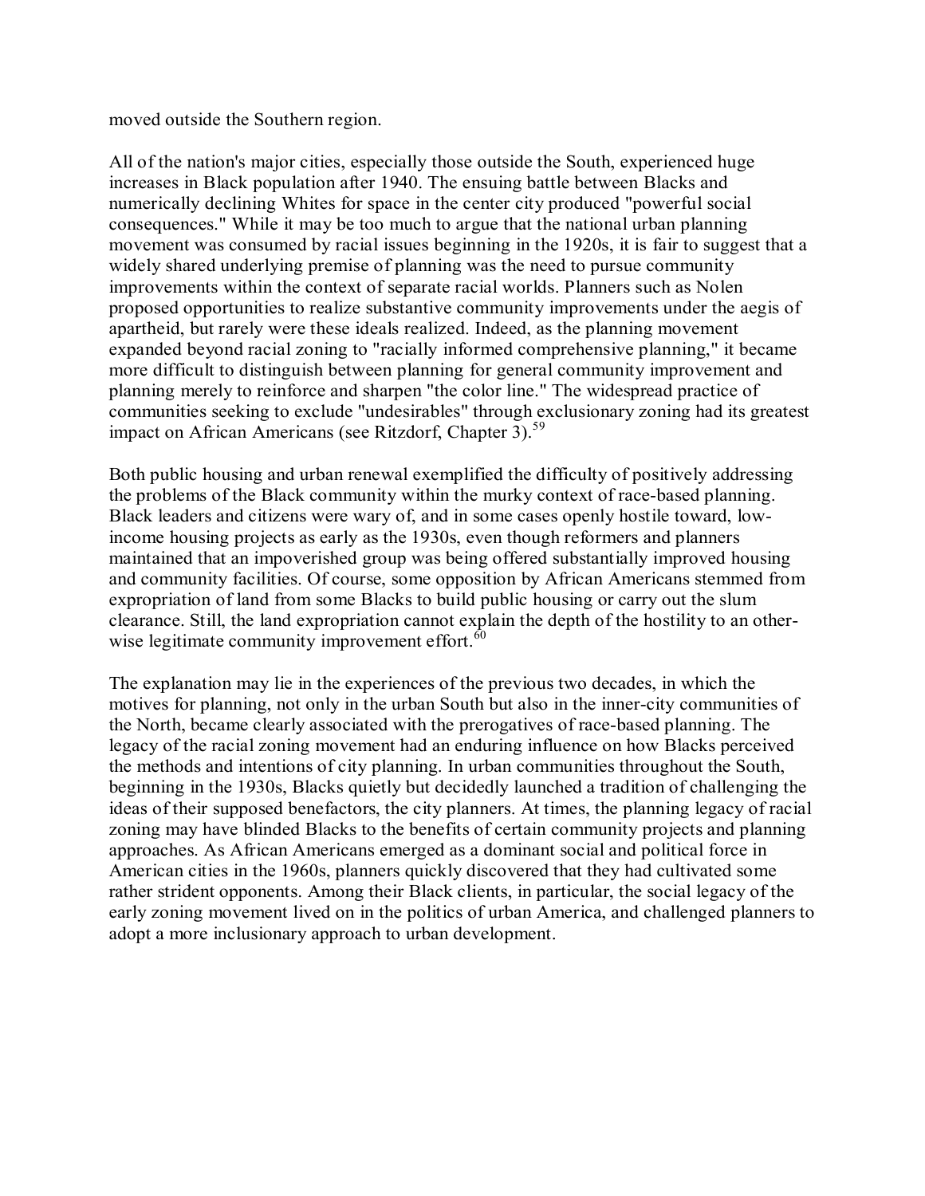moved outside the Southern region.

All of the nation's major cities, especially those outside the South, experienced huge increases in Black population after 1940. The ensuing battle between Blacks and numerically declining Whites for space in the center city produced "powerful social consequences." While it may be too much to argue that the national urban planning movement was consumed by racial issues beginning in the 1920s, it is fair to suggest that a widely shared underlying premise of planning was the need to pursue community improvements within the context of separate racial worlds. Planners such as Nolen proposed opportunities to realize substantive community improvements under the aegis of apartheid, but rarely were these ideals realized. Indeed, as the planning movement expanded beyond racial zoning to "racially informed comprehensive planning," it became more difficult to distinguish between planning for general community improvement and planning merely to reinforce and sharpen "the color line." The widespread practice of communities seeking to exclude "undesirables" through exclusionary zoning had its greatest impact on African Americans (see Ritzdorf, Chapter 3).[59]

Both public housing and urban renewal exemplified the difficulty of positively addressing the problems of the Black community within the murky context of race-based planning. Black leaders and citizens were wary of, and in some cases openly hostile toward, low-income housing projects as early as the 1930s, even though reformers and planners maintained that an impoverished group was being offered substantially improved housing and community facilities. Of course, some opposition by African Americans stemmed from expropriation of land from some Blacks to build public housing or carry out the slum clearance. Still, the land expropriation cannot explain the depth of the hostility to an otherwise legitimate community improvement effort.[60]

The explanation may lie in the experiences of the previous two decades, in which the motives for planning, not only in the urban South but also in the inner-city communities of the North, became clearly associated with the prerogatives of race-based planning. The legacy of the racial zoning movement had an enduring influence on how Blacks perceived the methods and intentions of city planning. In urban communities throughout the South, beginning in the 1930s, Blacks quietly but decidedly launched a tradition of challenging the ideas of their supposed benefactors, the city planners. At times, the planning legacy of racial zoning may have blinded Blacks to the benefits of certain community projects and planning approaches. As African Americans emerged as a dominant social and political force in American cities in the 1960s, planners quickly discovered that they had cultivated some rather strident opponents. Among their Black clients, in particular, the social legacy of the early zoning movement lived on in the politics of urban America, and challenged planners to adopt a more inclusionary approach to urban development.